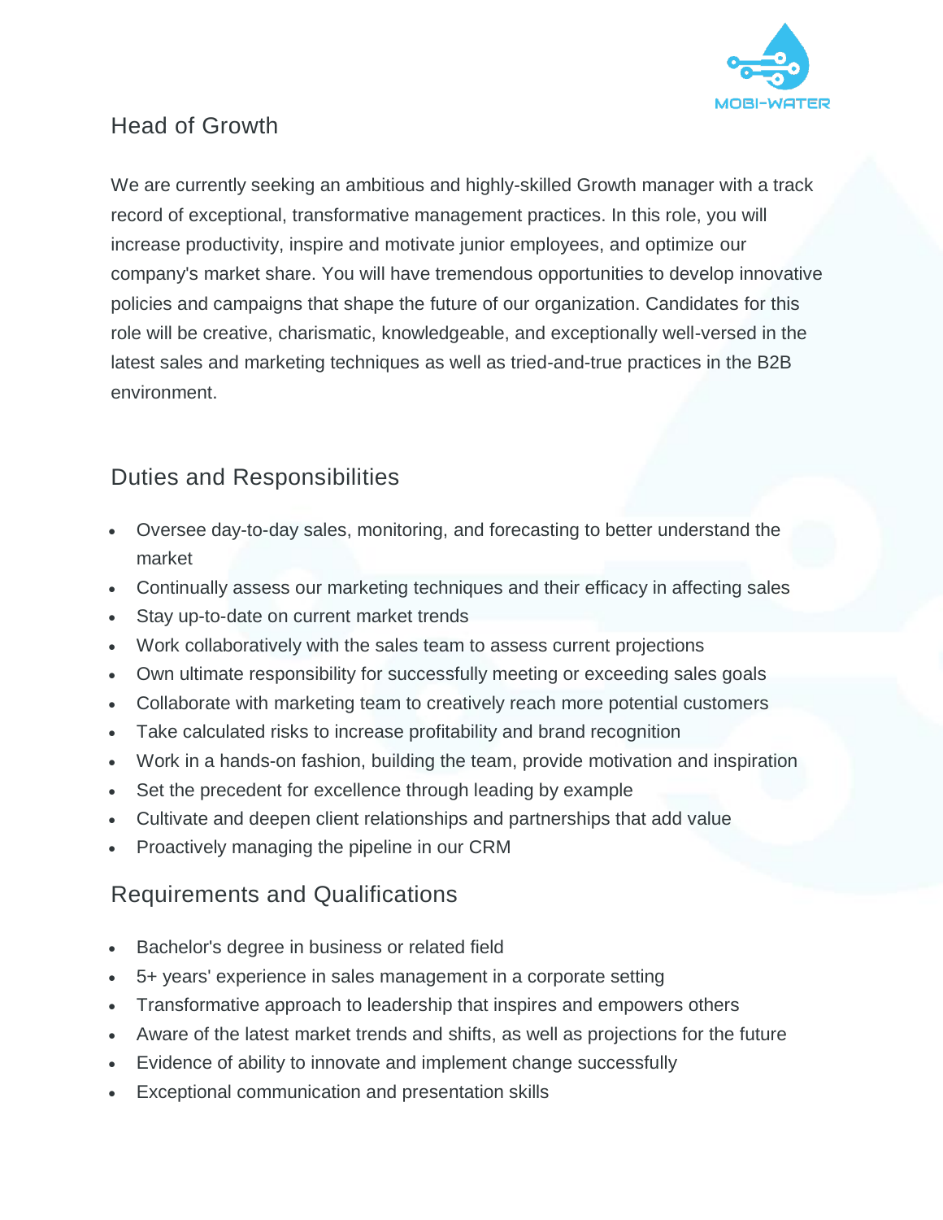MOBI-WATER

# Head of Growth

We are currently seeking an ambitious and highly-skilled Growth manager with a track record of exceptional, transformative management practices. In this role, you will increase productivity, inspire and motivate junior employees, and optimize our company's market share. You will have tremendous opportunities to develop innovative policies and campaigns that shape the future of our organization. Candidates for this role will be creative, charismatic, knowledgeable, and exceptionally well-versed in the latest sales and marketing techniques as well as tried-and-true practices in the B2B environment.

## Duties and Responsibilities

- Oversee day-to-day sales, monitoring, and forecasting to better understand the market
- Continually assess our marketing techniques and their efficacy in affecting sales
- Stay up-to-date on current market trends
- Work collaboratively with the sales team to assess current projections
- Own ultimate responsibility for successfully meeting or exceeding sales goals
- Collaborate with marketing team to creatively reach more potential customers
- Take calculated risks to increase profitability and brand recognition
- Work in a hands-on fashion, building the team, provide motivation and inspiration
- Set the precedent for excellence through leading by example
- Cultivate and deepen client relationships and partnerships that add value
- Proactively managing the pipeline in our CRM

## Requirements and Qualifications

- Bachelor's degree in business or related field
- 5+ years' experience in sales management in a corporate setting
- Transformative approach to leadership that inspires and empowers others
- Aware of the latest market trends and shifts, as well as projections for the future
- Evidence of ability to innovate and implement change successfully
- Exceptional communication and presentation skills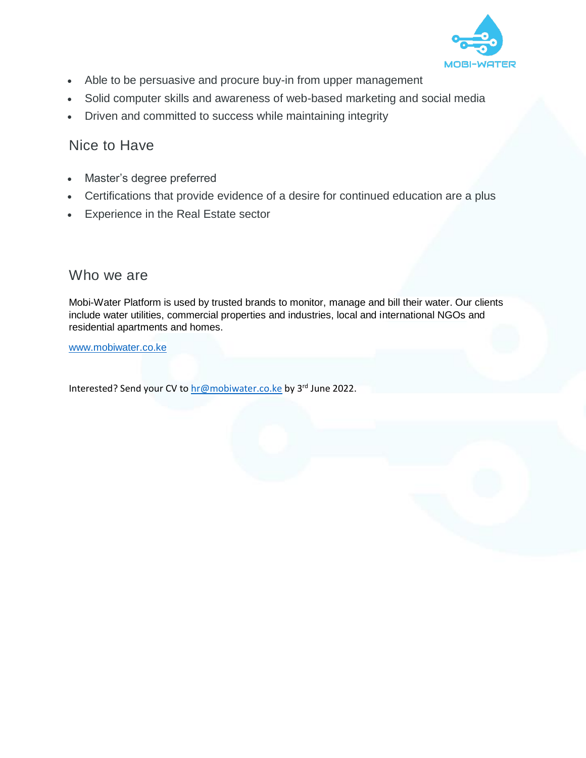- Able to be persuasive and procure buy-in from upper management
- Solid computer skills and awareness of web-based marketing and social media
- Driven and committed to success while maintaining integrity

## Nice to Have

- Master's degree preferred
- Certifications that provide evidence of a desire for continued education are a plus
- Experience in the Real Estate sector

## Who we are

Mobi-Water Platform is used by trusted brands to monitor, manage and bill their water. Our clients include water utilities, commercial properties and industries, local and international NGOs and residential apartments and homes.

www.mobiwater.co.ke

Interested? Send your CV to hr@mobiwater.co.ke by 3rd June 2022.